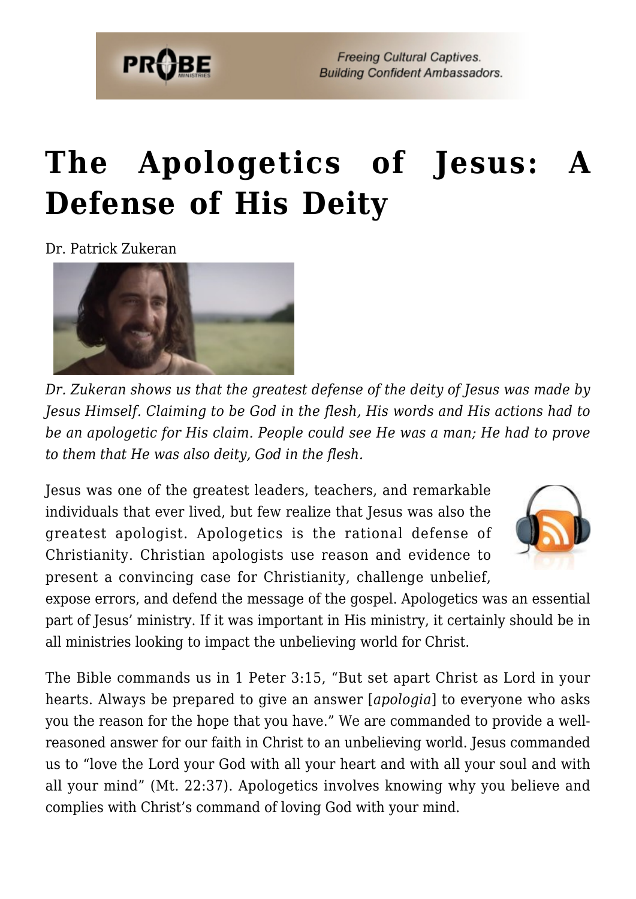# The Apologetics of Jesus: A Defense of His Deity

Dr. Patrick Zukeran

*Dr. Zukeran shows us that the greatest defense of the deity of Jesus was made by Jesus Himself. Claiming to be God in the flesh, His words and His actions had to be an apologetic for His claim. People could see He was a man; He had to prove to them that He was also deity, God in the flesh.*

Jesus was one of the greatest leaders, teachers, and remarkable individuals that ever lived, but few realize that Jesus was also the greatest apologist. Apologetics is the rational defense of Christianity. Christian apologists use reason and evidence to present a convincing case for Christianity, challenge unbelief, expose errors, and defend the message of the gospel. Apologetics was an essential part of Jesus' ministry. If it was important in His ministry, it certainly should be in all ministries looking to impact the unbelieving world for Christ.

The Bible commands us in 1 Peter 3:15, "But set apart Christ as Lord in your hearts. Always be prepared to give an answer [*apologia*] to everyone who asks you the reason for the hope that you have." We are commanded to provide a well-reasoned answer for our faith in Christ to an unbelieving world. Jesus commanded us to "love the Lord your God with all your heart and with all your soul and with all your mind" (Mt. 22:37). Apologetics involves knowing why you believe and complies with Christ's command of loving God with your mind.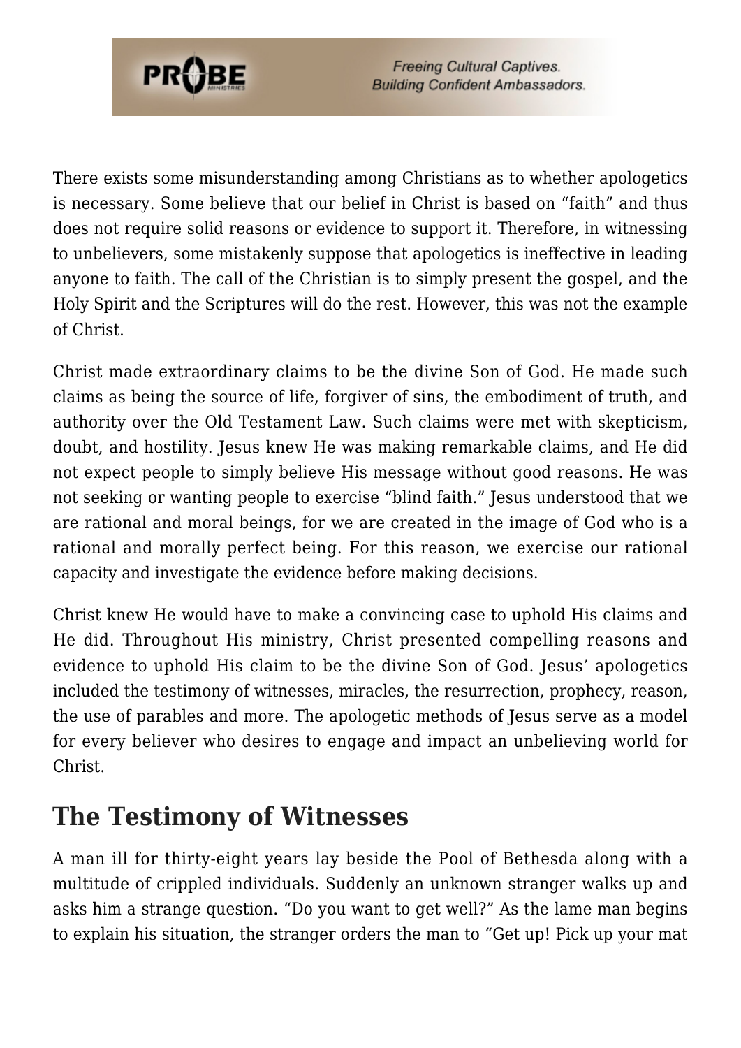There exists some misunderstanding among Christians as to whether apologetics is necessary. Some believe that our belief in Christ is based on "faith" and thus does not require solid reasons or evidence to support it. Therefore, in witnessing to unbelievers, some mistakenly suppose that apologetics is ineffective in leading anyone to faith. The call of the Christian is to simply present the gospel, and the Holy Spirit and the Scriptures will do the rest. However, this was not the example of Christ.

Christ made extraordinary claims to be the divine Son of God. He made such claims as being the source of life, forgiver of sins, the embodiment of truth, and authority over the Old Testament Law. Such claims were met with skepticism, doubt, and hostility. Jesus knew He was making remarkable claims, and He did not expect people to simply believe His message without good reasons. He was not seeking or wanting people to exercise "blind faith." Jesus understood that we are rational and moral beings, for we are created in the image of God who is a rational and morally perfect being. For this reason, we exercise our rational capacity and investigate the evidence before making decisions.

Christ knew He would have to make a convincing case to uphold His claims and He did. Throughout His ministry, Christ presented compelling reasons and evidence to uphold His claim to be the divine Son of God. Jesus' apologetics included the testimony of witnesses, miracles, the resurrection, prophecy, reason, the use of parables and more. The apologetic methods of Jesus serve as a model for every believer who desires to engage and impact an unbelieving world for Christ.

## The Testimony of Witnesses

A man ill for thirty-eight years lay beside the Pool of Bethesda along with a multitude of crippled individuals. Suddenly an unknown stranger walks up and asks him a strange question. "Do you want to get well?" As the lame man begins to explain his situation, the stranger orders the man to "Get up! Pick up your mat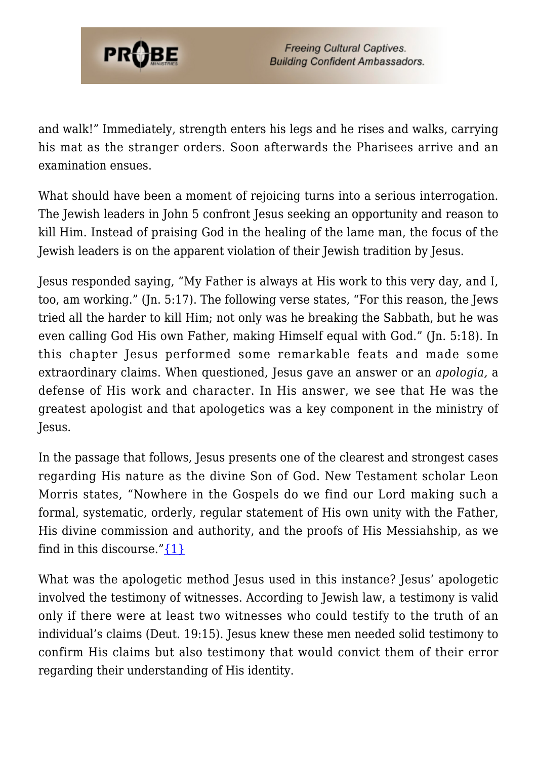and walk!" Immediately, strength enters his legs and he rises and walks, carrying his mat as the stranger orders. Soon afterwards the Pharisees arrive and an examination ensues.

What should have been a moment of rejoicing turns into a serious interrogation. The Jewish leaders in John 5 confront Jesus seeking an opportunity and reason to kill Him. Instead of praising God in the healing of the lame man, the focus of the Jewish leaders is on the apparent violation of their Jewish tradition by Jesus.

Jesus responded saying, "My Father is always at His work to this very day, and I, too, am working." (Jn. 5:17). The following verse states, "For this reason, the Jews tried all the harder to kill Him; not only was he breaking the Sabbath, but he was even calling God His own Father, making Himself equal with God." (Jn. 5:18). In this chapter Jesus performed some remarkable feats and made some extraordinary claims. When questioned, Jesus gave an answer or an *apologia,* a defense of His work and character. In His answer, we see that He was the greatest apologist and that apologetics was a key component in the ministry of Jesus.

In the passage that follows, Jesus presents one of the clearest and strongest cases regarding His nature as the divine Son of God. New Testament scholar Leon Morris states, "Nowhere in the Gospels do we find our Lord making such a formal, systematic, orderly, regular statement of His own unity with the Father, His divine commission and authority, and the proofs of His Messiahship, as we find in this discourse."{1}

What was the apologetic method Jesus used in this instance? Jesus' apologetic involved the testimony of witnesses. According to Jewish law, a testimony is valid only if there were at least two witnesses who could testify to the truth of an individual's claims (Deut. 19:15). Jesus knew these men needed solid testimony to confirm His claims but also testimony that would convict them of their error regarding their understanding of His identity.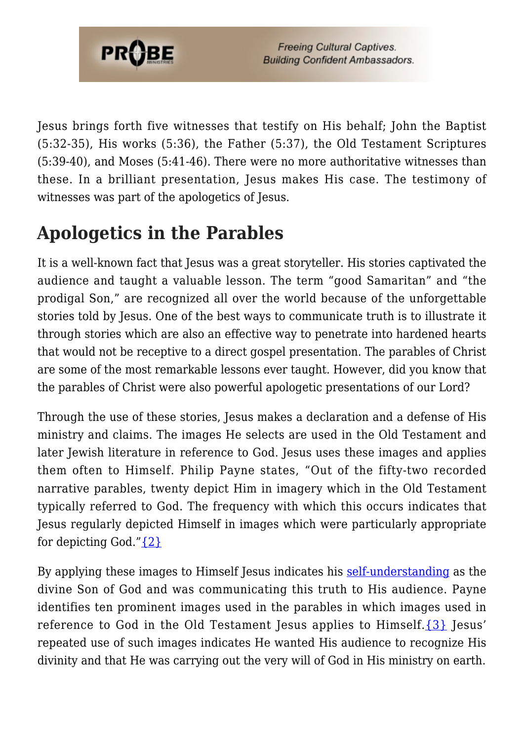Jesus brings forth five witnesses that testify on His behalf; John the Baptist (5:32-35), His works (5:36), the Father (5:37), the Old Testament Scriptures (5:39-40), and Moses (5:41-46). There were no more authoritative witnesses than these. In a brilliant presentation, Jesus makes His case. The testimony of witnesses was part of the apologetics of Jesus.

## Apologetics in the Parables

It is a well-known fact that Jesus was a great storyteller. His stories captivated the audience and taught a valuable lesson. The term "good Samaritan" and "the prodigal Son," are recognized all over the world because of the unforgettable stories told by Jesus. One of the best ways to communicate truth is to illustrate it through stories which are also an effective way to penetrate into hardened hearts that would not be receptive to a direct gospel presentation. The parables of Christ are some of the most remarkable lessons ever taught. However, did you know that the parables of Christ were also powerful apologetic presentations of our Lord?

Through the use of these stories, Jesus makes a declaration and a defense of His ministry and claims. The images He selects are used in the Old Testament and later Jewish literature in reference to God. Jesus uses these images and applies them often to Himself. Philip Payne states, "Out of the fifty-two recorded narrative parables, twenty depict Him in imagery which in the Old Testament typically referred to God. The frequency with which this occurs indicates that Jesus regularly depicted Himself in images which were particularly appropriate for depicting God."{2}

By applying these images to Himself Jesus indicates his self-understanding as the divine Son of God and was communicating this truth to His audience. Payne identifies ten prominent images used in the parables in which images used in reference to God in the Old Testament Jesus applies to Himself.{3} Jesus' repeated use of such images indicates He wanted His audience to recognize His divinity and that He was carrying out the very will of God in His ministry on earth.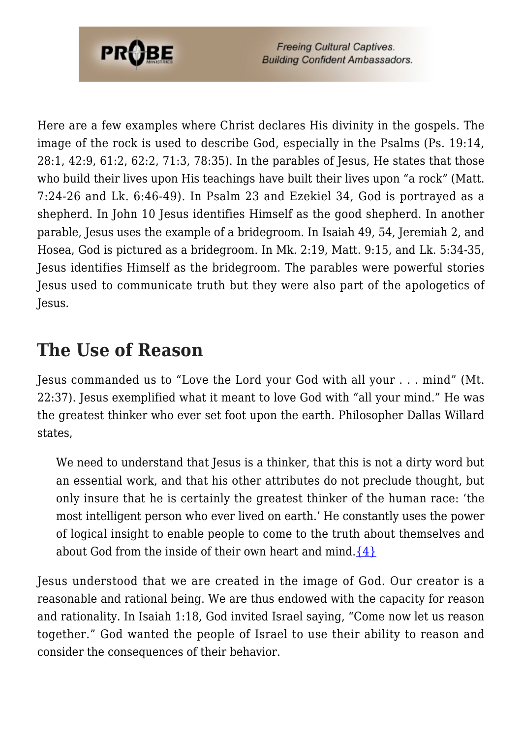Here are a few examples where Christ declares His divinity in the gospels. The image of the rock is used to describe God, especially in the Psalms (Ps. 19:14, 28:1, 42:9, 61:2, 62:2, 71:3, 78:35). In the parables of Jesus, He states that those who build their lives upon His teachings have built their lives upon "a rock" (Matt. 7:24-26 and Lk. 6:46-49). In Psalm 23 and Ezekiel 34, God is portrayed as a shepherd. In John 10 Jesus identifies Himself as the good shepherd. In another parable, Jesus uses the example of a bridegroom. In Isaiah 49, 54, Jeremiah 2, and Hosea, God is pictured as a bridegroom. In Mk. 2:19, Matt. 9:15, and Lk. 5:34-35, Jesus identifies Himself as the bridegroom. The parables were powerful stories Jesus used to communicate truth but they were also part of the apologetics of Jesus.

## The Use of Reason

Jesus commanded us to "Love the Lord your God with all your . . . mind" (Mt. 22:37). Jesus exemplified what it meant to love God with "all your mind." He was the greatest thinker who ever set foot upon the earth. Philosopher Dallas Willard states,

> We need to understand that Jesus is a thinker, that this is not a dirty word but an essential work, and that his other attributes do not preclude thought, but only insure that he is certainly the greatest thinker of the human race: 'the most intelligent person who ever lived on earth.' He constantly uses the power of logical insight to enable people to come to the truth about themselves and about God from the inside of their own heart and mind.{4}

Jesus understood that we are created in the image of God. Our creator is a reasonable and rational being. We are thus endowed with the capacity for reason and rationality. In Isaiah 1:18, God invited Israel saying, "Come now let us reason together." God wanted the people of Israel to use their ability to reason and consider the consequences of their behavior.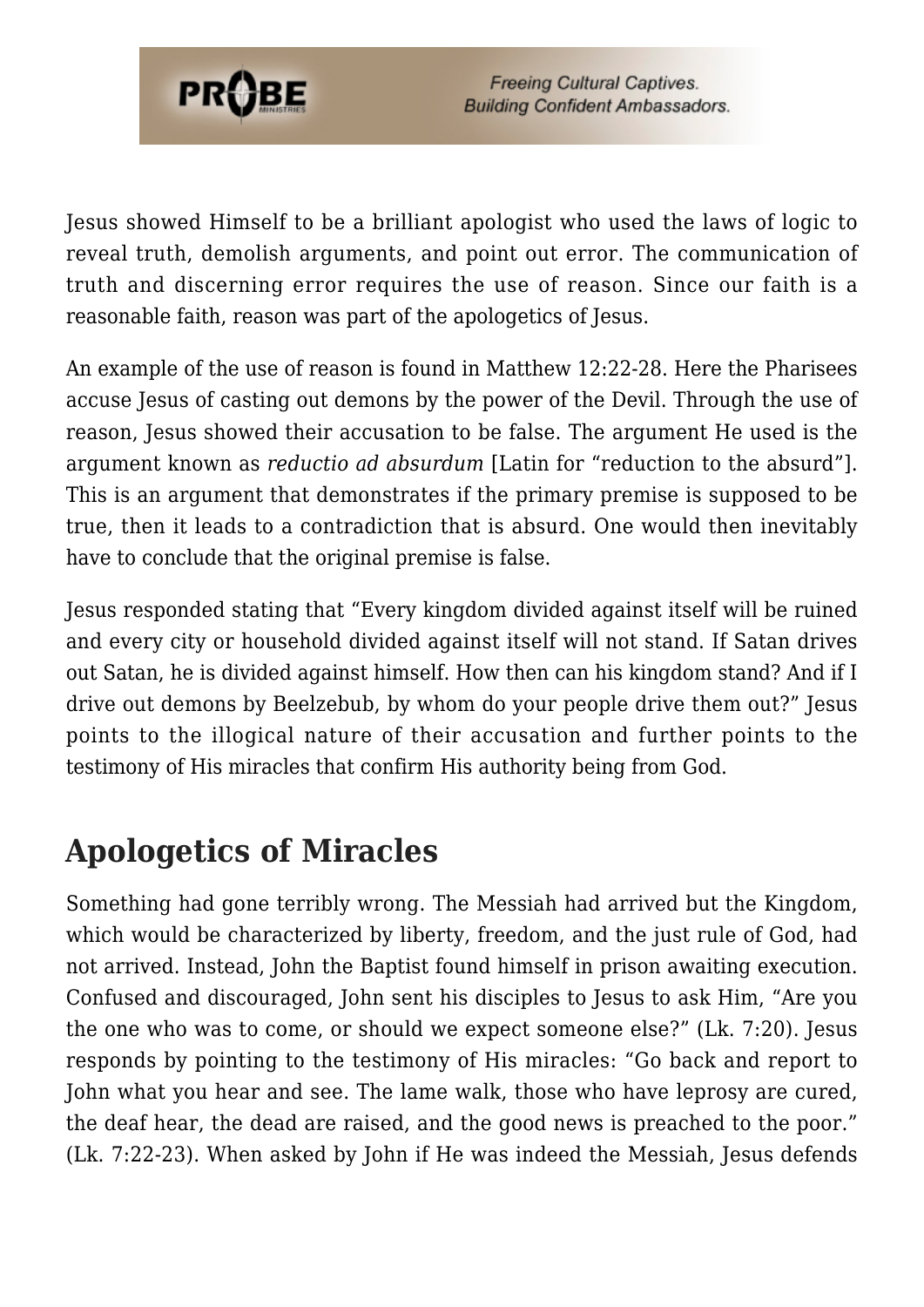Jesus showed Himself to be a brilliant apologist who used the laws of logic to reveal truth, demolish arguments, and point out error. The communication of truth and discerning error requires the use of reason. Since our faith is a reasonable faith, reason was part of the apologetics of Jesus.

An example of the use of reason is found in Matthew 12:22-28. Here the Pharisees accuse Jesus of casting out demons by the power of the Devil. Through the use of reason, Jesus showed their accusation to be false. The argument He used is the argument known as *reductio ad absurdum* [Latin for "reduction to the absurd"]. This is an argument that demonstrates if the primary premise is supposed to be true, then it leads to a contradiction that is absurd. One would then inevitably have to conclude that the original premise is false.

Jesus responded stating that "Every kingdom divided against itself will be ruined and every city or household divided against itself will not stand. If Satan drives out Satan, he is divided against himself. How then can his kingdom stand? And if I drive out demons by Beelzebub, by whom do your people drive them out?" Jesus points to the illogical nature of their accusation and further points to the testimony of His miracles that confirm His authority being from God.

## Apologetics of Miracles

Something had gone terribly wrong. The Messiah had arrived but the Kingdom, which would be characterized by liberty, freedom, and the just rule of God, had not arrived. Instead, John the Baptist found himself in prison awaiting execution. Confused and discouraged, John sent his disciples to Jesus to ask Him, "Are you the one who was to come, or should we expect someone else?" (Lk. 7:20). Jesus responds by pointing to the testimony of His miracles: "Go back and report to John what you hear and see. The lame walk, those who have leprosy are cured, the deaf hear, the dead are raised, and the good news is preached to the poor." (Lk. 7:22-23). When asked by John if He was indeed the Messiah, Jesus defends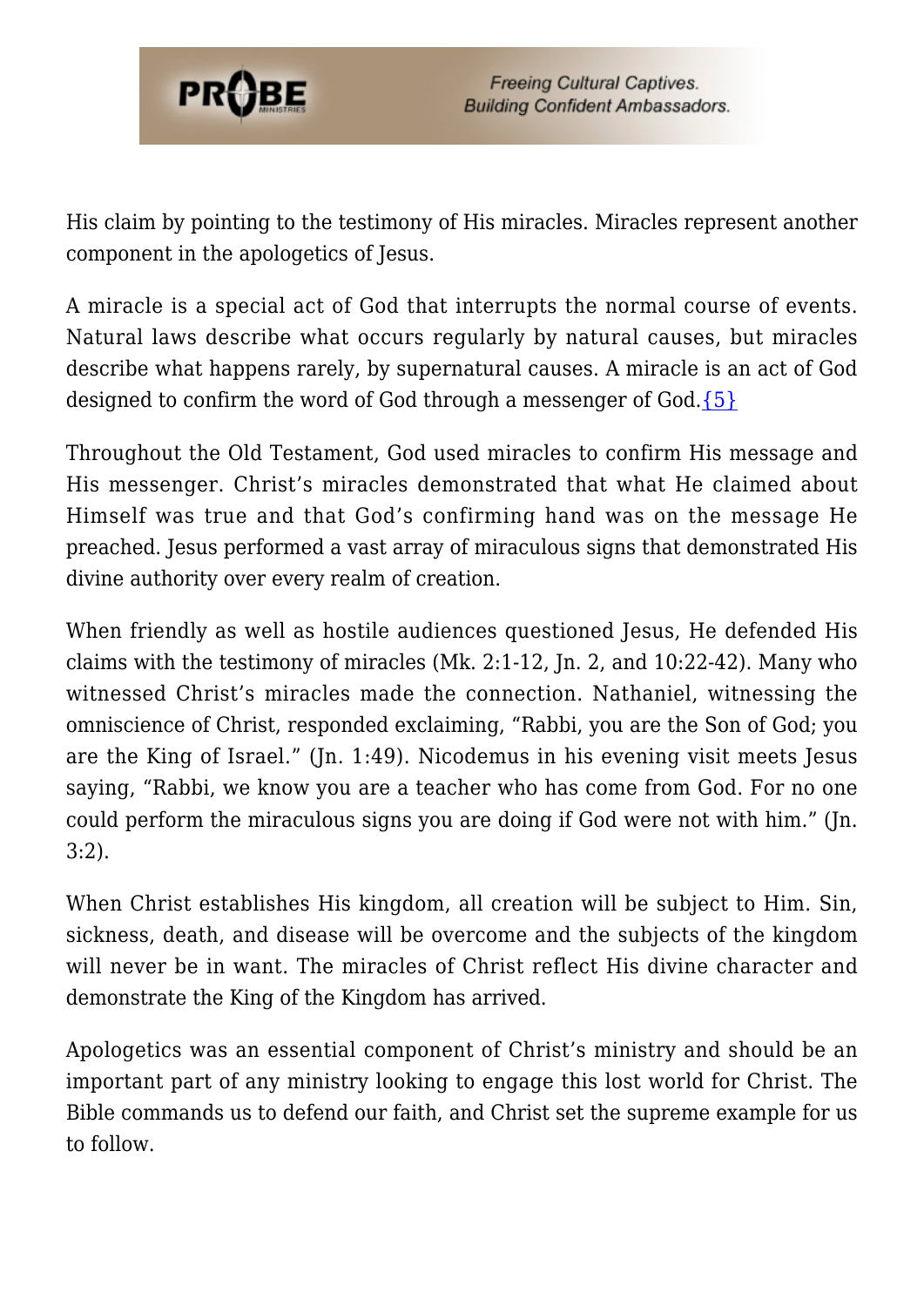His claim by pointing to the testimony of His miracles. Miracles represent another component in the apologetics of Jesus.

A miracle is a special act of God that interrupts the normal course of events. Natural laws describe what occurs regularly by natural causes, but miracles describe what happens rarely, by supernatural causes. A miracle is an act of God designed to confirm the word of God through a messenger of God.{5}

Throughout the Old Testament, God used miracles to confirm His message and His messenger. Christ's miracles demonstrated that what He claimed about Himself was true and that God's confirming hand was on the message He preached. Jesus performed a vast array of miraculous signs that demonstrated His divine authority over every realm of creation.

When friendly as well as hostile audiences questioned Jesus, He defended His claims with the testimony of miracles (Mk. 2:1-12, Jn. 2, and 10:22-42). Many who witnessed Christ's miracles made the connection. Nathaniel, witnessing the omniscience of Christ, responded exclaiming, "Rabbi, you are the Son of God; you are the King of Israel." (Jn. 1:49). Nicodemus in his evening visit meets Jesus saying, "Rabbi, we know you are a teacher who has come from God. For no one could perform the miraculous signs you are doing if God were not with him." (Jn. 3:2).

When Christ establishes His kingdom, all creation will be subject to Him. Sin, sickness, death, and disease will be overcome and the subjects of the kingdom will never be in want. The miracles of Christ reflect His divine character and demonstrate the King of the Kingdom has arrived.

Apologetics was an essential component of Christ's ministry and should be an important part of any ministry looking to engage this lost world for Christ. The Bible commands us to defend our faith, and Christ set the supreme example for us to follow.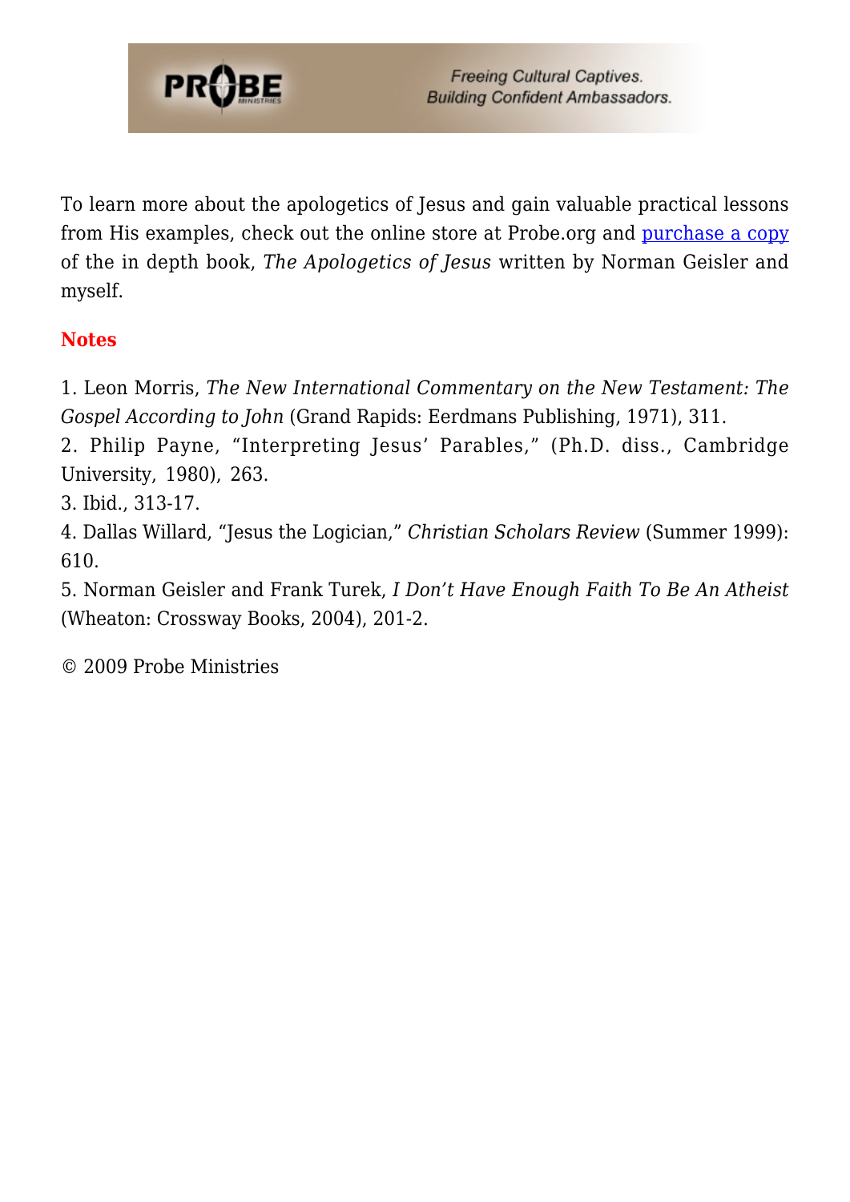To learn more about the apologetics of Jesus and gain valuable practical lessons from His examples, check out the online store at Probe.org and purchase a copy of the in depth book, *The Apologetics of Jesus* written by Norman Geisler and myself.

## Notes

1. Leon Morris, *The New International Commentary on the New Testament: The Gospel According to John* (Grand Rapids: Eerdmans Publishing, 1971), 311.
2. Philip Payne, "Interpreting Jesus' Parables," (Ph.D. diss., Cambridge University, 1980), 263.
3. Ibid., 313-17.
4. Dallas Willard, "Jesus the Logician," *Christian Scholars Review* (Summer 1999): 610.
5. Norman Geisler and Frank Turek, *I Don't Have Enough Faith To Be An Atheist* (Wheaton: Crossway Books, 2004), 201-2.

© 2009 Probe Ministries